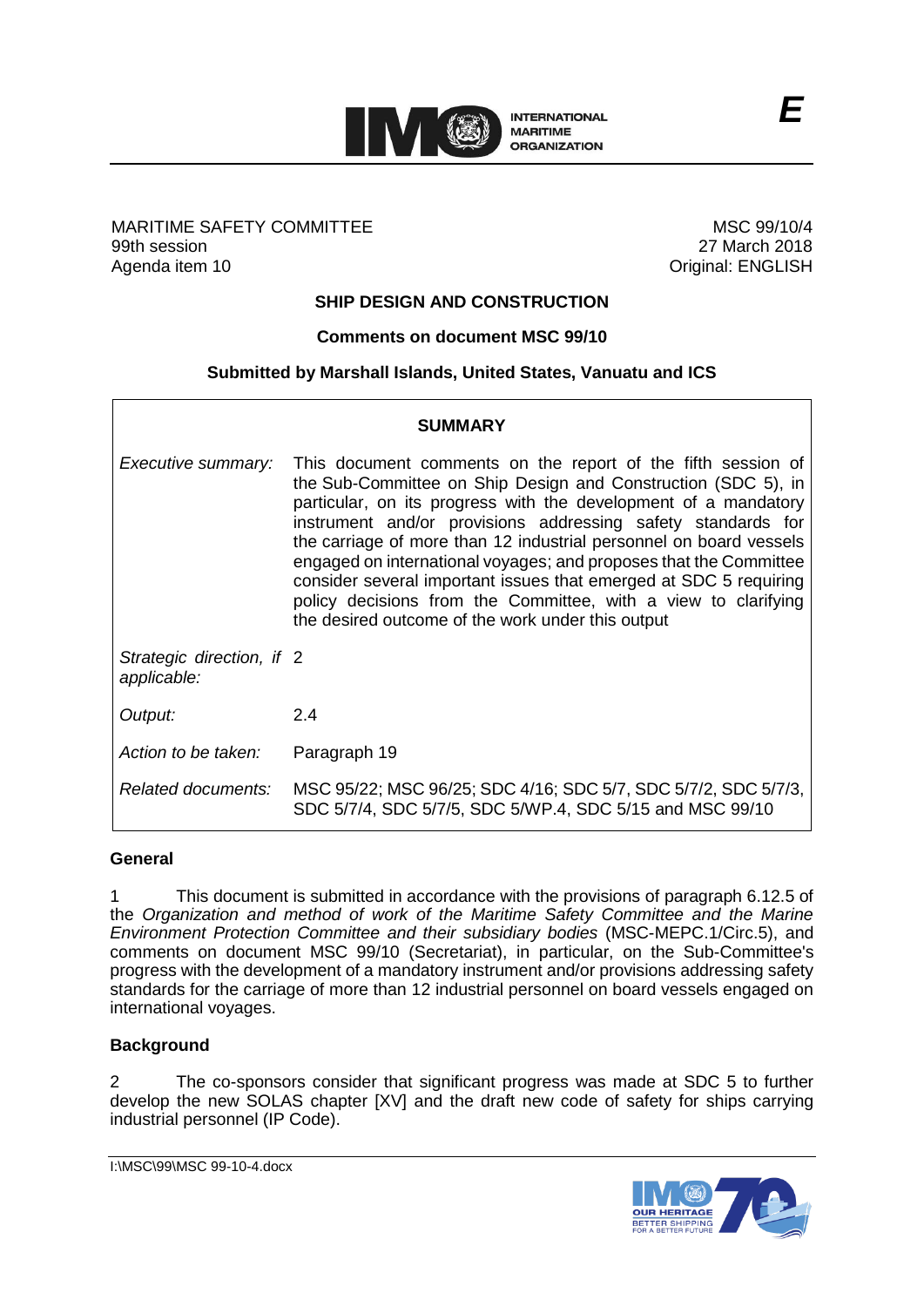MARITIME SAFETY COMMITTEE
99th session
Agenda item 10

MSC 99/10/4
27 March 2018
Original: ENGLISH

**E**

## SHIP DESIGN AND CONSTRUCTION

### Comments on document MSC 99/10

### Submitted by Marshall Islands, United States, Vanuatu and ICS

| **SUMMARY** | |
|---|---|
| *Executive summary:* | This document comments on the report of the fifth session of the Sub-Committee on Ship Design and Construction (SDC 5), in particular, on its progress with the development of a mandatory instrument and/or provisions addressing safety standards for the carriage of more than 12 industrial personnel on board vessels engaged on international voyages; and proposes that the Committee consider several important issues that emerged at SDC 5 requiring policy decisions from the Committee, with a view to clarifying the desired outcome of the work under this output |
| *Strategic direction, if applicable:* | 2 |
| *Output:* | 2.4 |
| *Action to be taken:* | Paragraph 19 |
| *Related documents:* | MSC 95/22; MSC 96/25; SDC 4/16; SDC 5/7, SDC 5/7/2, SDC 5/7/3, SDC 5/7/4, SDC 5/7/5, SDC 5/WP.4, SDC 5/15 and MSC 99/10 |

**General**

1 This document is submitted in accordance with the provisions of paragraph 6.12.5 of the *Organization and method of work of the Maritime Safety Committee and the Marine Environment Protection Committee and their subsidiary bodies* (MSC-MEPC.1/Circ.5), and comments on document MSC 99/10 (Secretariat), in particular, on the Sub-Committee's progress with the development of a mandatory instrument and/or provisions addressing safety standards for the carriage of more than 12 industrial personnel on board vessels engaged on international voyages.

**Background**

2 The co-sponsors consider that significant progress was made at SDC 5 to further develop the new SOLAS chapter [XV] and the draft new code of safety for ships carrying industrial personnel (IP Code).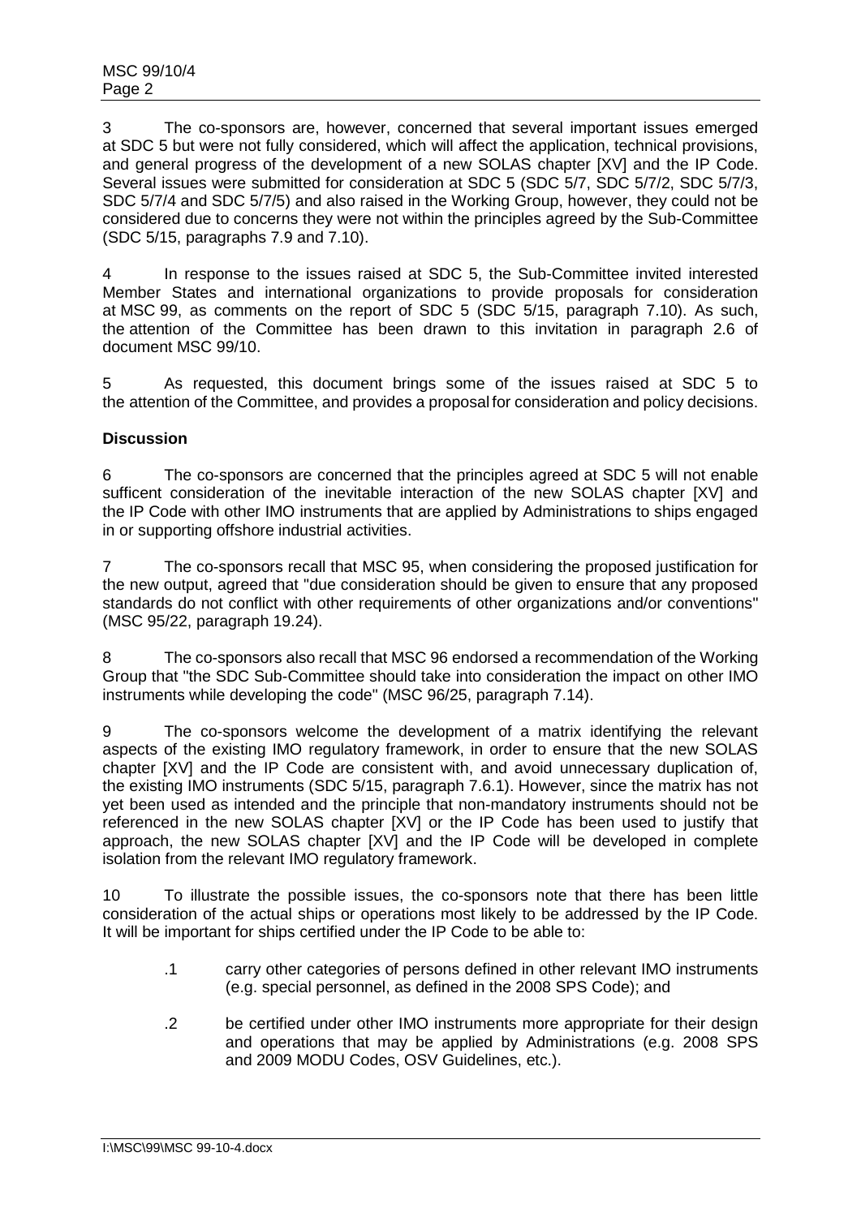3 The co-sponsors are, however, concerned that several important issues emerged at SDC 5 but were not fully considered, which will affect the application, technical provisions, and general progress of the development of a new SOLAS chapter [XV] and the IP Code. Several issues were submitted for consideration at SDC 5 (SDC 5/7, SDC 5/7/2, SDC 5/7/3, SDC 5/7/4 and SDC 5/7/5) and also raised in the Working Group, however, they could not be considered due to concerns they were not within the principles agreed by the Sub-Committee (SDC 5/15, paragraphs 7.9 and 7.10).

4 In response to the issues raised at SDC 5, the Sub-Committee invited interested Member States and international organizations to provide proposals for consideration at MSC 99, as comments on the report of SDC 5 (SDC 5/15, paragraph 7.10). As such, the attention of the Committee has been drawn to this invitation in paragraph 2.6 of document MSC 99/10.

5 As requested, this document brings some of the issues raised at SDC 5 to the attention of the Committee, and provides a proposal for consideration and policy decisions.

**Discussion**

6 The co-sponsors are concerned that the principles agreed at SDC 5 will not enable sufficent consideration of the inevitable interaction of the new SOLAS chapter [XV] and the IP Code with other IMO instruments that are applied by Administrations to ships engaged in or supporting offshore industrial activities.

7 The co-sponsors recall that MSC 95, when considering the proposed justification for the new output, agreed that "due consideration should be given to ensure that any proposed standards do not conflict with other requirements of other organizations and/or conventions" (MSC 95/22, paragraph 19.24).

8 The co-sponsors also recall that MSC 96 endorsed a recommendation of the Working Group that "the SDC Sub-Committee should take into consideration the impact on other IMO instruments while developing the code" (MSC 96/25, paragraph 7.14).

9 The co-sponsors welcome the development of a matrix identifying the relevant aspects of the existing IMO regulatory framework, in order to ensure that the new SOLAS chapter [XV] and the IP Code are consistent with, and avoid unnecessary duplication of, the existing IMO instruments (SDC 5/15, paragraph 7.6.1). However, since the matrix has not yet been used as intended and the principle that non-mandatory instruments should not be referenced in the new SOLAS chapter [XV] or the IP Code has been used to justify that approach, the new SOLAS chapter [XV] and the IP Code will be developed in complete isolation from the relevant IMO regulatory framework.

10 To illustrate the possible issues, the co-sponsors note that there has been little consideration of the actual ships or operations most likely to be addressed by the IP Code. It will be important for ships certified under the IP Code to be able to:

.1 carry other categories of persons defined in other relevant IMO instruments (e.g. special personnel, as defined in the 2008 SPS Code); and

.2 be certified under other IMO instruments more appropriate for their design and operations that may be applied by Administrations (e.g. 2008 SPS and 2009 MODU Codes, OSV Guidelines, etc.).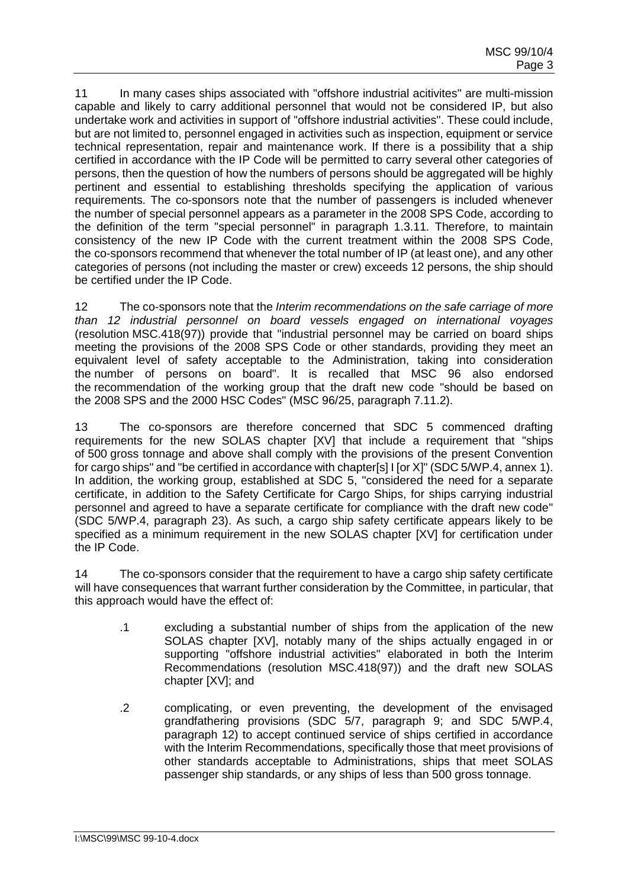11 In many cases ships associated with "offshore industrial acitivites" are multi-mission capable and likely to carry additional personnel that would not be considered IP, but also undertake work and activities in support of "offshore industrial activities". These could include, but are not limited to, personnel engaged in activities such as inspection, equipment or service technical representation, repair and maintenance work. If there is a possibility that a ship certified in accordance with the IP Code will be permitted to carry several other categories of persons, then the question of how the numbers of persons should be aggregated will be highly pertinent and essential to establishing thresholds specifying the application of various requirements. The co-sponsors note that the number of passengers is included whenever the number of special personnel appears as a parameter in the 2008 SPS Code, according to the definition of the term "special personnel" in paragraph 1.3.11. Therefore, to maintain consistency of the new IP Code with the current treatment within the 2008 SPS Code, the co-sponsors recommend that whenever the total number of IP (at least one), and any other categories of persons (not including the master or crew) exceeds 12 persons, the ship should be certified under the IP Code.

12 The co-sponsors note that the *Interim recommendations on the safe carriage of more than 12 industrial personnel on board vessels engaged on international voyages* (resolution MSC.418(97)) provide that "industrial personnel may be carried on board ships meeting the provisions of the 2008 SPS Code or other standards, providing they meet an equivalent level of safety acceptable to the Administration, taking into consideration the number of persons on board". It is recalled that MSC 96 also endorsed the recommendation of the working group that the draft new code "should be based on the 2008 SPS and the 2000 HSC Codes" (MSC 96/25, paragraph 7.11.2).

13 The co-sponsors are therefore concerned that SDC 5 commenced drafting requirements for the new SOLAS chapter [XV] that include a requirement that "ships of 500 gross tonnage and above shall comply with the provisions of the present Convention for cargo ships" and "be certified in accordance with chapter[s] I [or X]" (SDC 5/WP.4, annex 1). In addition, the working group, established at SDC 5, "considered the need for a separate certificate, in addition to the Safety Certificate for Cargo Ships, for ships carrying industrial personnel and agreed to have a separate certificate for compliance with the draft new code" (SDC 5/WP.4, paragraph 23). As such, a cargo ship safety certificate appears likely to be specified as a minimum requirement in the new SOLAS chapter [XV] for certification under the IP Code.

14 The co-sponsors consider that the requirement to have a cargo ship safety certificate will have consequences that warrant further consideration by the Committee, in particular, that this approach would have the effect of:

- .1 excluding a substantial number of ships from the application of the new SOLAS chapter [XV], notably many of the ships actually engaged in or supporting "offshore industrial activities" elaborated in both the Interim Recommendations (resolution MSC.418(97)) and the draft new SOLAS chapter [XV]; and

- .2 complicating, or even preventing, the development of the envisaged grandfathering provisions (SDC 5/7, paragraph 9; and SDC 5/WP.4, paragraph 12) to accept continued service of ships certified in accordance with the Interim Recommendations, specifically those that meet provisions of other standards acceptable to Administrations, ships that meet SOLAS passenger ship standards, or any ships of less than 500 gross tonnage.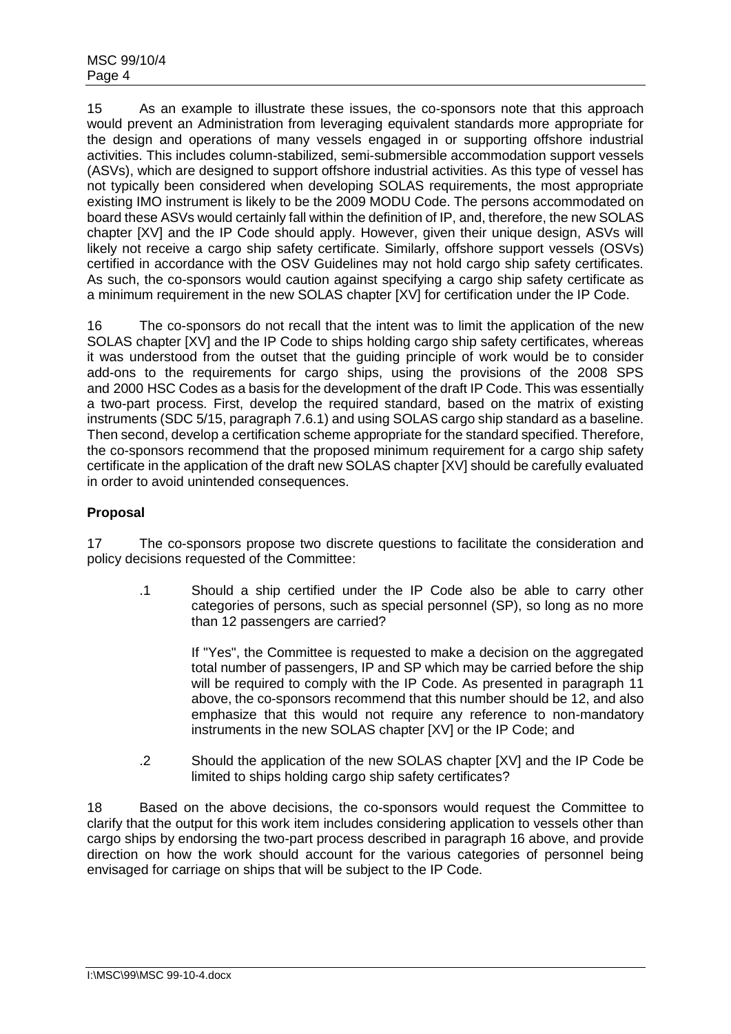15 As an example to illustrate these issues, the co-sponsors note that this approach would prevent an Administration from leveraging equivalent standards more appropriate for the design and operations of many vessels engaged in or supporting offshore industrial activities. This includes column-stabilized, semi-submersible accommodation support vessels (ASVs), which are designed to support offshore industrial activities. As this type of vessel has not typically been considered when developing SOLAS requirements, the most appropriate existing IMO instrument is likely to be the 2009 MODU Code. The persons accommodated on board these ASVs would certainly fall within the definition of IP, and, therefore, the new SOLAS chapter [XV] and the IP Code should apply. However, given their unique design, ASVs will likely not receive a cargo ship safety certificate. Similarly, offshore support vessels (OSVs) certified in accordance with the OSV Guidelines may not hold cargo ship safety certificates. As such, the co-sponsors would caution against specifying a cargo ship safety certificate as a minimum requirement in the new SOLAS chapter [XV] for certification under the IP Code.

16 The co-sponsors do not recall that the intent was to limit the application of the new SOLAS chapter [XV] and the IP Code to ships holding cargo ship safety certificates, whereas it was understood from the outset that the guiding principle of work would be to consider add-ons to the requirements for cargo ships, using the provisions of the 2008 SPS and 2000 HSC Codes as a basis for the development of the draft IP Code. This was essentially a two-part process. First, develop the required standard, based on the matrix of existing instruments (SDC 5/15, paragraph 7.6.1) and using SOLAS cargo ship standard as a baseline. Then second, develop a certification scheme appropriate for the standard specified. Therefore, the co-sponsors recommend that the proposed minimum requirement for a cargo ship safety certificate in the application of the draft new SOLAS chapter [XV] should be carefully evaluated in order to avoid unintended consequences.

## Proposal

17 The co-sponsors propose two discrete questions to facilitate the consideration and policy decisions requested of the Committee:

> .1 Should a ship certified under the IP Code also be able to carry other categories of persons, such as special personnel (SP), so long as no more than 12 passengers are carried?
>
> If "Yes", the Committee is requested to make a decision on the aggregated total number of passengers, IP and SP which may be carried before the ship will be required to comply with the IP Code. As presented in paragraph 11 above, the co-sponsors recommend that this number should be 12, and also emphasize that this would not require any reference to non-mandatory instruments in the new SOLAS chapter [XV] or the IP Code; and
>
> .2 Should the application of the new SOLAS chapter [XV] and the IP Code be limited to ships holding cargo ship safety certificates?

18 Based on the above decisions, the co-sponsors would request the Committee to clarify that the output for this work item includes considering application to vessels other than cargo ships by endorsing the two-part process described in paragraph 16 above, and provide direction on how the work should account for the various categories of personnel being envisaged for carriage on ships that will be subject to the IP Code.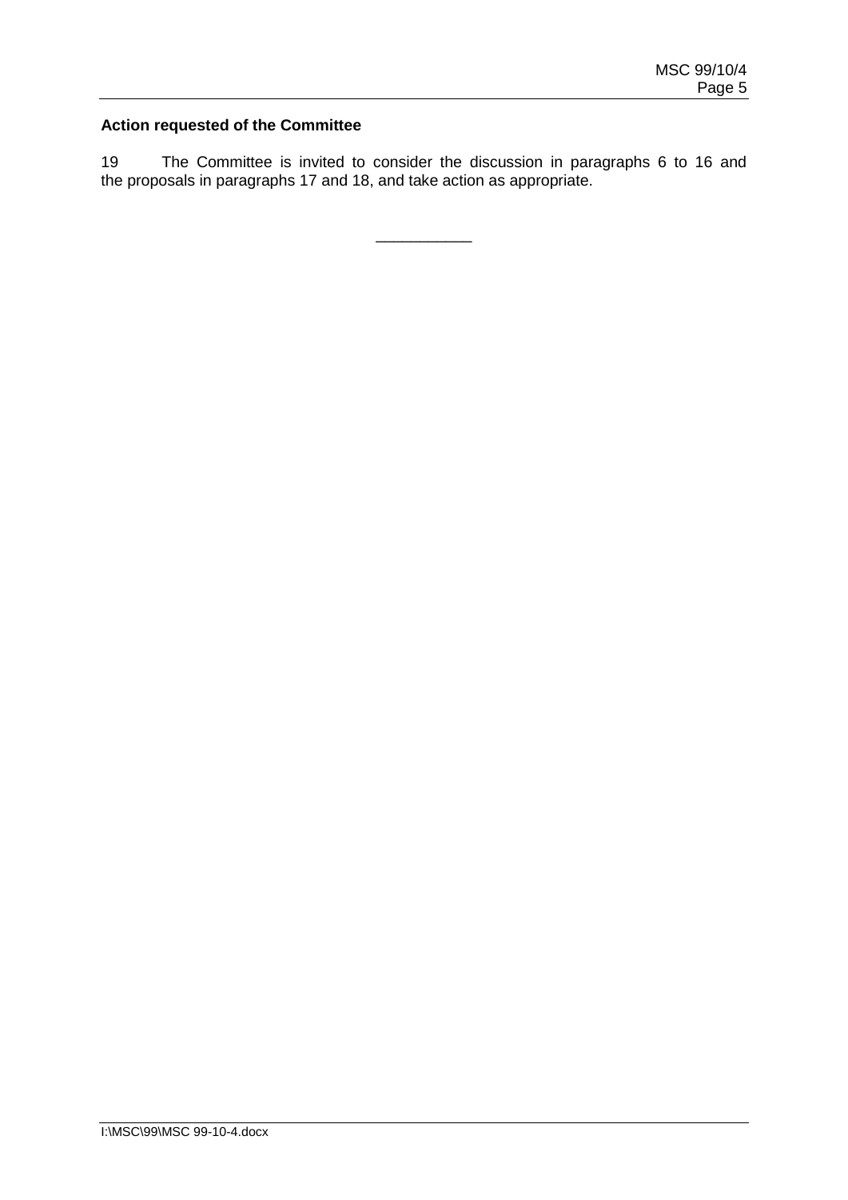**Action requested of the Committee**

19 The Committee is invited to consider the discussion in paragraphs 6 to 16 and the proposals in paragraphs 17 and 18, and take action as appropriate.

___________